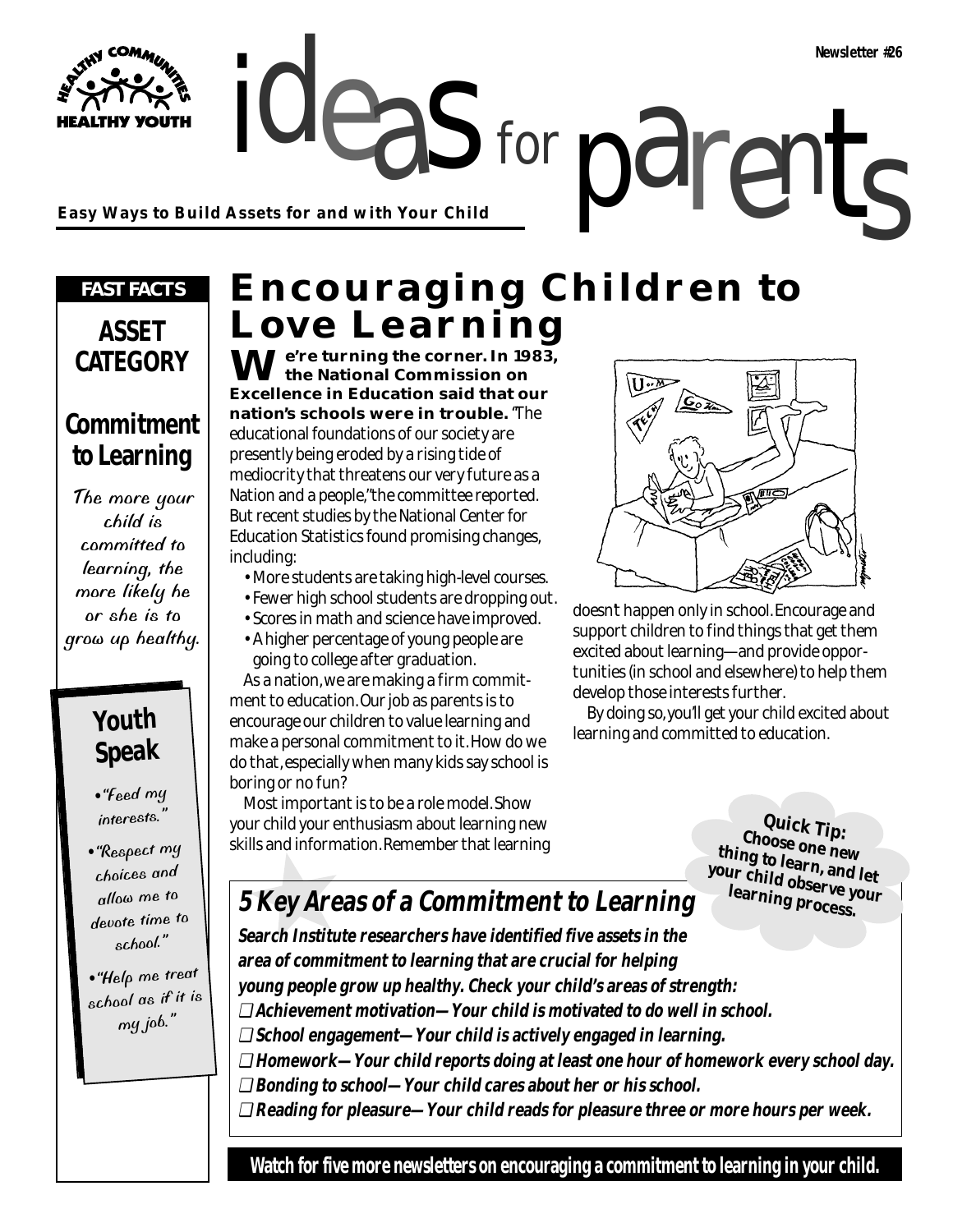Newsletter #26

# ideas for parents

**Easy Ways to Build Assets for and with Your Child**

**FAST FACTS**

## ASSET CATEGORY

## Commitment to Learning

The more your child is committed to learning, the more likely he or she is to grow up healthy.

## Youth Speak

- "Feed my interests."
- "Respect my choices and allow me to devote time to school."
- "Help me treat school as if it is my job."

# Encouraging Children to Love Learning

**We're turning the corner. In 1983, the National Commission on Excellence in Education said that our nation's schools were in trouble.** "The educational foundations of our society are presently being eroded by a rising tide of mediocrity that threatens our very future as a Nation and a people," the committee reported. But recent studies by the National Center for Education Statistics found promising changes, including:

- More students are taking high-level courses.
- Fewer high school students are dropping out.
- Scores in math and science have improved.
- A higher percentage of young people are going to college after graduation.

As a nation, we are making a firm commitment to education. Our job as parents is to encourage our children to value learning and make a personal commitment to it. How do we do that, especially when many kids say school is boring or no fun?

Most important is to be a role model. Show your child your enthusiasm about learning new skills and information. Remember that learning doesn't happen only in school. Encourage and support children to find things that get them excited about learning—and provide opportunities (in school and elsewhere) to help them develop those interests further.

By doing so, you'll get your child excited about learning and committed to education.

**Quick Tip:** Choose one new thing to learn, and let your child observe your learning process.

## 5 Key Areas of a Commitment to Learning

**Search Institute researchers have identified five assets in the area of commitment to learning that are crucial for helping young people grow up healthy. Check your child's areas of strength:**

- ❑ **Achievement motivation—Your child is motivated to do well in school.**
- ❑ **School engagement—Your child is actively engaged in learning.**
- ❑ **Homework—Your child reports doing at least one hour of homework every school day.**
- ❑ **Bonding to school—Your child cares about her or his school.**
- ❑ **Reading for pleasure—Your child reads for pleasure three or more hours per week.**

**Watch for five more newsletters on encouraging a commitment to learning in your child.**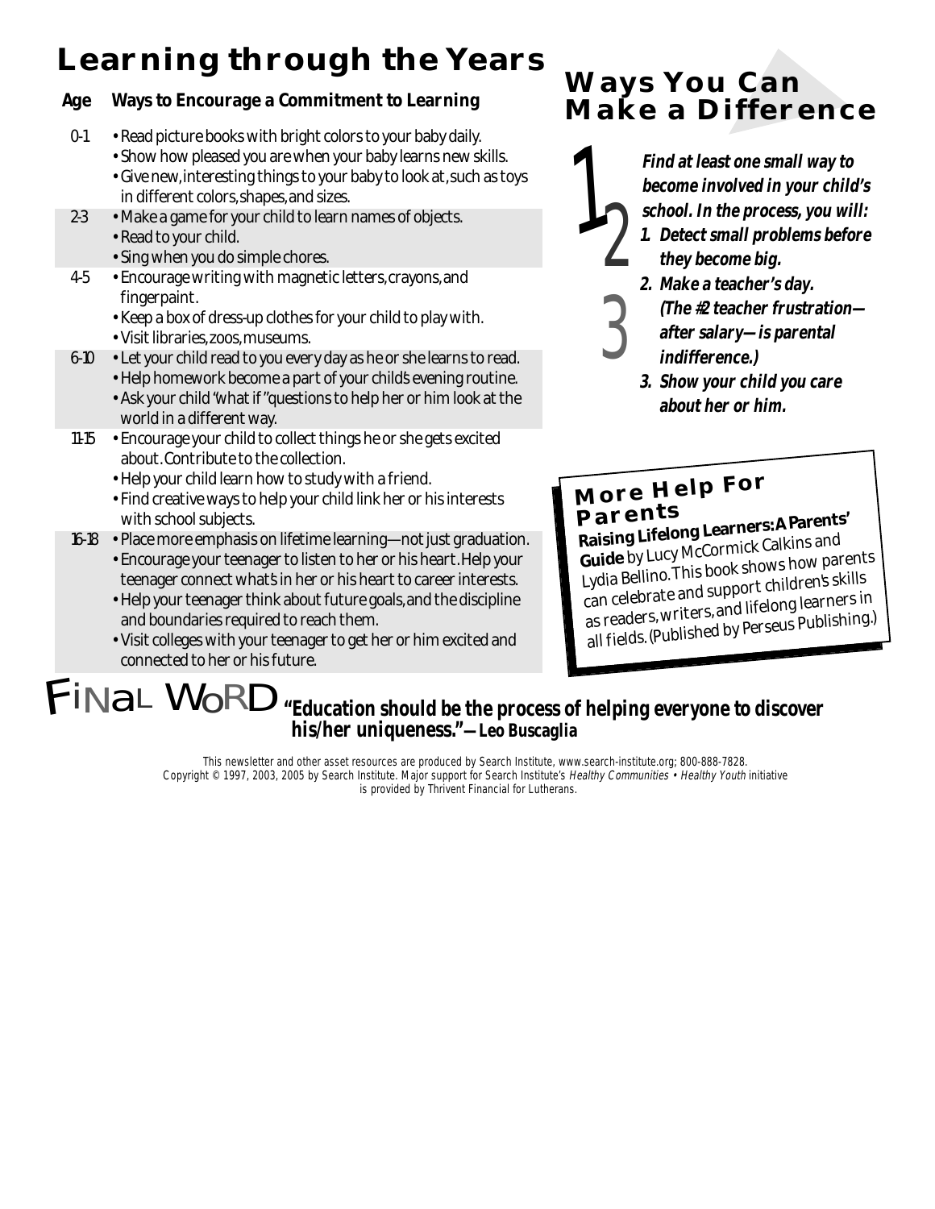## Learning through the Years

| Age | Ways to Encourage a Commitment to Learning |
|---|---|
| 0-1 | • Read picture books with bright colors to your baby daily.<br>• Show how pleased you are when your baby learns new skills.<br>• Give new, interesting things to your baby to look at, such as toys in different colors, shapes, and sizes. |
| 2-3 | • Make a game for your child to learn names of objects.<br>• Read to your child.<br>• Sing when you do simple chores. |
| 4-5 | • Encourage writing with magnetic letters, crayons, and fingerpaint.<br>• Keep a box of dress-up clothes for your child to play with.<br>• Visit libraries, zoos, museums. |
| 6-10 | • Let your child read to you every day as he or she learns to read.<br>• Help homework become a part of your child's evening routine.<br>• Ask your child "what if" questions to help her or him look at the world in a different way. |
| 11-15 | • Encourage your child to collect things he or she gets excited about. Contribute to the collection.<br>• Help your child learn how to study with a friend.<br>• Find creative ways to help your child link her or his interests with school subjects. |
| 16-18 | • Place more emphasis on lifetime learning—not just graduation.<br>• Encourage your teenager to listen to her or his heart. Help your teenager connect what's in her or his heart to career interests.<br>• Help your teenager think about future goals, and the discipline and boundaries required to reach them.<br>• Visit colleges with your teenager to get her or him excited and connected to her or his future. |

## Ways You Can Make a Difference

***Find at least one small way to become involved in your child's school. In the process, you will:***

1. ***Detect small problems before they become big.***
2. ***Make a teacher's day. (The #2 teacher frustration—after salary—is parental indifference.)***
3. ***Show your child you care about her or him.***

## More Help For Parents

**Raising Lifelong Learners: A Parents' Guide** by Lucy McCormick Calkins and Lydia Bellino. This book shows how parents can celebrate and support children's skills as readers, writers, and lifelong learners in all fields. (Published by Perseus Publishing.)

## Final Word

**"Education should be the process of helping everyone to discover his/her uniqueness." —Leo Buscaglia**

This newsletter and other asset resources are produced by Search Institute, www.search-institute.org; 800-888-7828. Copyright © 1997, 2003, 2005 by Search Institute. Major support for Search Institute's *Healthy Communities • Healthy Youth* initiative is provided by Thrivent Financial for Lutherans.